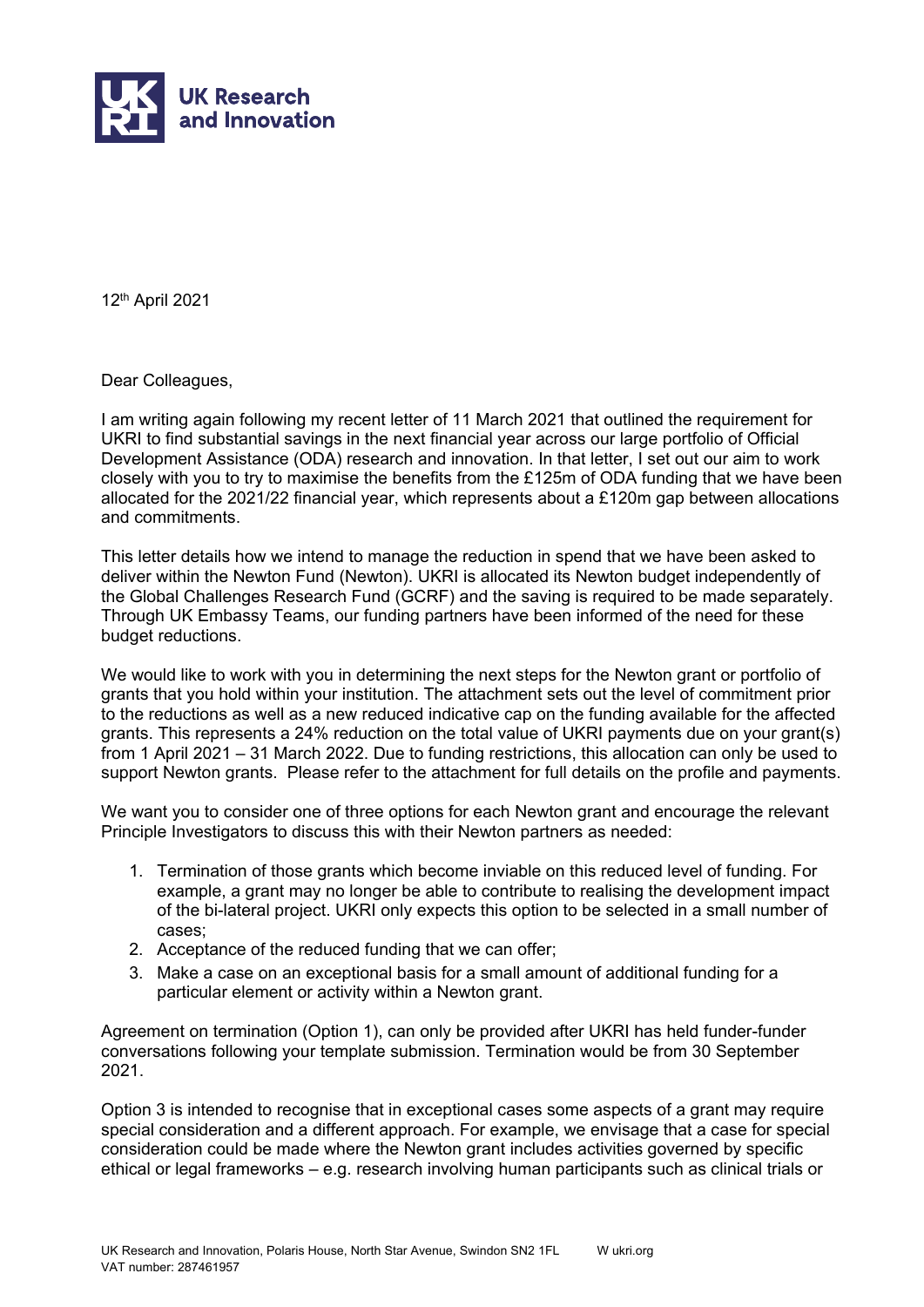UK Research and Innovation

12th April 2021

Dear Colleagues,

I am writing again following my recent letter of 11 March 2021 that outlined the requirement for UKRI to find substantial savings in the next financial year across our large portfolio of Official Development Assistance (ODA) research and innovation. In that letter, I set out our aim to work closely with you to try to maximise the benefits from the £125m of ODA funding that we have been allocated for the 2021/22 financial year, which represents about a £120m gap between allocations and commitments.

This letter details how we intend to manage the reduction in spend that we have been asked to deliver within the Newton Fund (Newton). UKRI is allocated its Newton budget independently of the Global Challenges Research Fund (GCRF) and the saving is required to be made separately. Through UK Embassy Teams, our funding partners have been informed of the need for these budget reductions.

We would like to work with you in determining the next steps for the Newton grant or portfolio of grants that you hold within your institution. The attachment sets out the level of commitment prior to the reductions as well as a new reduced indicative cap on the funding available for the affected grants. This represents a 24% reduction on the total value of UKRI payments due on your grant(s) from 1 April 2021 – 31 March 2022. Due to funding restrictions, this allocation can only be used to support Newton grants. Please refer to the attachment for full details on the profile and payments.

We want you to consider one of three options for each Newton grant and encourage the relevant Principle Investigators to discuss this with their Newton partners as needed:

1. Termination of those grants which become inviable on this reduced level of funding. For example, a grant may no longer be able to contribute to realising the development impact of the bi-lateral project. UKRI only expects this option to be selected in a small number of cases;
2. Acceptance of the reduced funding that we can offer;
3. Make a case on an exceptional basis for a small amount of additional funding for a particular element or activity within a Newton grant.

Agreement on termination (Option 1), can only be provided after UKRI has held funder-funder conversations following your template submission. Termination would be from 30 September 2021.

Option 3 is intended to recognise that in exceptional cases some aspects of a grant may require special consideration and a different approach. For example, we envisage that a case for special consideration could be made where the Newton grant includes activities governed by specific ethical or legal frameworks – e.g. research involving human participants such as clinical trials or

UK Research and Innovation, Polaris House, North Star Avenue, Swindon SN2 1FL W ukri.org
VAT number: 287461957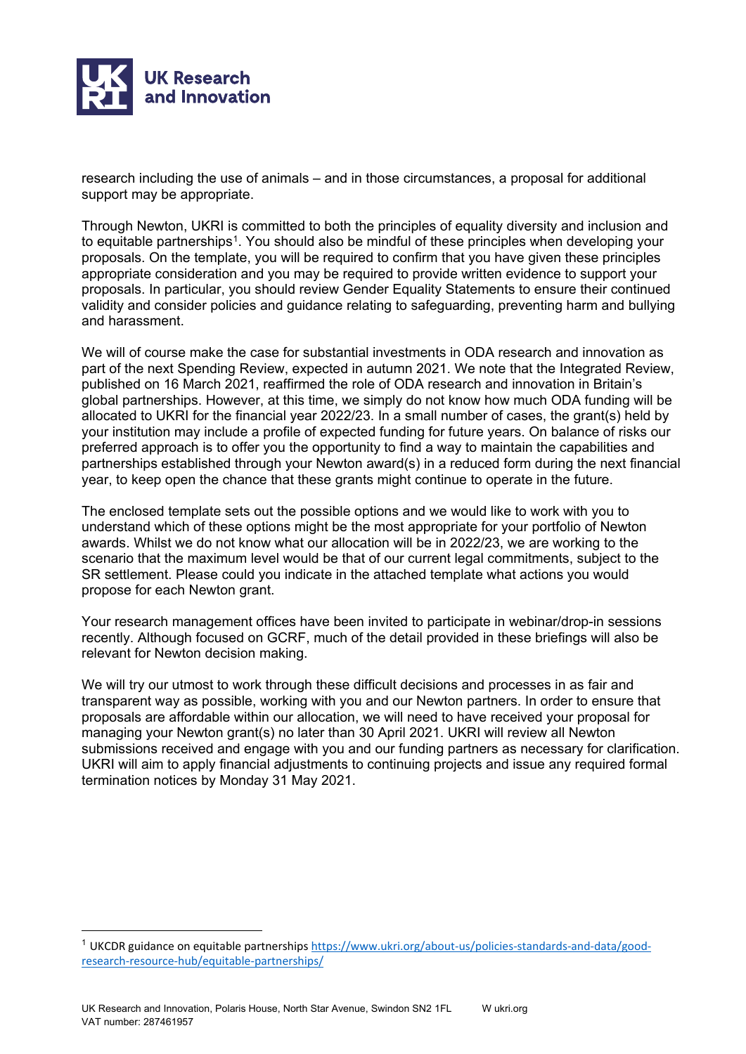research including the use of animals – and in those circumstances, a proposal for additional support may be appropriate.

Through Newton, UKRI is committed to both the principles of equality diversity and inclusion and to equitable partnerships[1]. You should also be mindful of these principles when developing your proposals. On the template, you will be required to confirm that you have given these principles appropriate consideration and you may be required to provide written evidence to support your proposals. In particular, you should review Gender Equality Statements to ensure their continued validity and consider policies and guidance relating to safeguarding, preventing harm and bullying and harassment.

We will of course make the case for substantial investments in ODA research and innovation as part of the next Spending Review, expected in autumn 2021. We note that the Integrated Review, published on 16 March 2021, reaffirmed the role of ODA research and innovation in Britain's global partnerships. However, at this time, we simply do not know how much ODA funding will be allocated to UKRI for the financial year 2022/23. In a small number of cases, the grant(s) held by your institution may include a profile of expected funding for future years. On balance of risks our preferred approach is to offer you the opportunity to find a way to maintain the capabilities and partnerships established through your Newton award(s) in a reduced form during the next financial year, to keep open the chance that these grants might continue to operate in the future.

The enclosed template sets out the possible options and we would like to work with you to understand which of these options might be the most appropriate for your portfolio of Newton awards. Whilst we do not know what our allocation will be in 2022/23, we are working to the scenario that the maximum level would be that of our current legal commitments, subject to the SR settlement. Please could you indicate in the attached template what actions you would propose for each Newton grant.

Your research management offices have been invited to participate in webinar/drop-in sessions recently. Although focused on GCRF, much of the detail provided in these briefings will also be relevant for Newton decision making.

We will try our utmost to work through these difficult decisions and processes in as fair and transparent way as possible, working with you and our Newton partners. In order to ensure that proposals are affordable within our allocation, we will need to have received your proposal for managing your Newton grant(s) no later than 30 April 2021. UKRI will review all Newton submissions received and engage with you and our funding partners as necessary for clarification. UKRI will aim to apply financial adjustments to continuing projects and issue any required formal termination notices by Monday 31 May 2021.

---

[1] UKCDR guidance on equitable partnerships https://www.ukri.org/about-us/policies-standards-and-data/good-research-resource-hub/equitable-partnerships/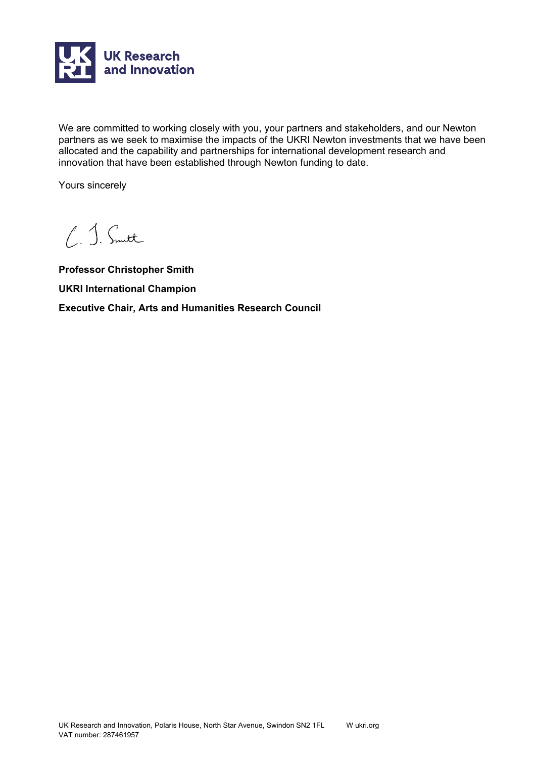We are committed to working closely with you, your partners and stakeholders, and our Newton partners as we seek to maximise the impacts of the UKRI Newton investments that we have been allocated and the capability and partnerships for international development research and innovation that have been established through Newton funding to date.

Yours sincerely

**Professor Christopher Smith**

**UKRI International Champion**

**Executive Chair, Arts and Humanities Research Council**

UK Research and Innovation, Polaris House, North Star Avenue, Swindon SN2 1FL W ukri.org
VAT number: 287461957